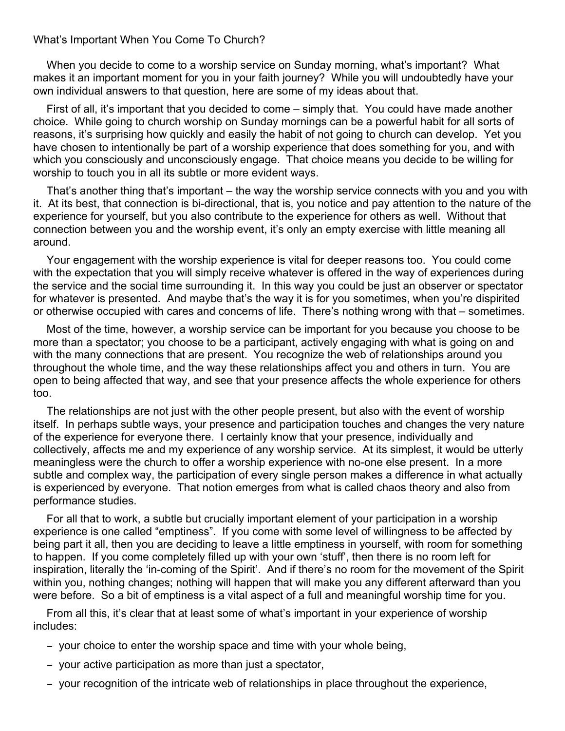# What's Important When You Come To Church?

When you decide to come to a worship service on Sunday morning, what's important? What makes it an important moment for you in your faith journey? While you will undoubtedly have your own individual answers to that question, here are some of my ideas about that.

First of all, it's important that you decided to come – simply that. You could have made another choice. While going to church worship on Sunday mornings can be a powerful habit for all sorts of reasons, it's surprising how quickly and easily the habit of <u>not</u> going to church can develop. Yet you have chosen to intentionally be part of a worship experience that does something for you, and with which you consciously and unconsciously engage. That choice means you decide to be willing for worship to touch you in all its subtle or more evident ways.

That's another thing that's important – the way the worship service connects with you and you with it. At its best, that connection is bi-directional, that is, you notice and pay attention to the nature of the experience for yourself, but you also contribute to the experience for others as well. Without that connection between you and the worship event, it's only an empty exercise with little meaning all around.

Your engagement with the worship experience is vital for deeper reasons too. You could come with the expectation that you will simply receive whatever is offered in the way of experiences during the service and the social time surrounding it. In this way you could be just an observer or spectator for whatever is presented. And maybe that's the way it is for you sometimes, when you're dispirited or otherwise occupied with cares and concerns of life. There's nothing wrong with that – sometimes.

Most of the time, however, a worship service can be important for you because you choose to be more than a spectator; you choose to be a participant, actively engaging with what is going on and with the many connections that are present. You recognize the web of relationships around you throughout the whole time, and the way these relationships affect you and others in turn. You are open to being affected that way, and see that your presence affects the whole experience for others too.

The relationships are not just with the other people present, but also with the event of worship itself. In perhaps subtle ways, your presence and participation touches and changes the very nature of the experience for everyone there. I certainly know that your presence, individually and collectively, affects me and my experience of any worship service. At its simplest, it would be utterly meaningless were the church to offer a worship experience with no-one else present. In a more subtle and complex way, the participation of every single person makes a difference in what actually is experienced by everyone. That notion emerges from what is called chaos theory and also from performance studies.

For all that to work, a subtle but crucially important element of your participation in a worship experience is one called "emptiness". If you come with some level of willingness to be affected by being part it all, then you are deciding to leave a little emptiness in yourself, with room for something to happen. If you come completely filled up with your own 'stuff', then there is no room left for inspiration, literally the 'in-coming of the Spirit'. And if there's no room for the movement of the Spirit within you, nothing changes; nothing will happen that will make you any different afterward than you were before. So a bit of emptiness is a vital aspect of a full and meaningful worship time for you.

From all this, it's clear that at least some of what's important in your experience of worship includes:

- your choice to enter the worship space and time with your whole being,
- your active participation as more than just a spectator,
- your recognition of the intricate web of relationships in place throughout the experience,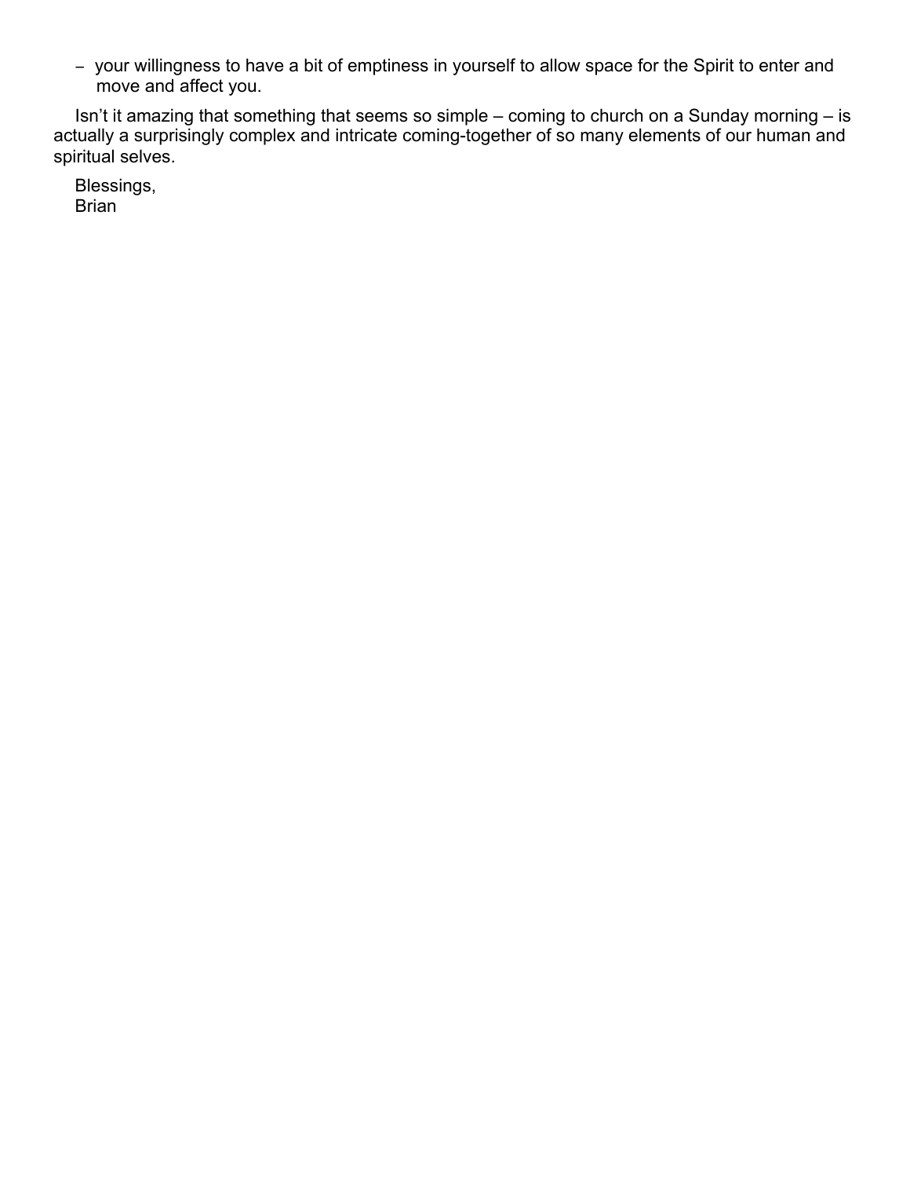- your willingness to have a bit of emptiness in yourself to allow space for the Spirit to enter and move and affect you.

Isn't it amazing that something that seems so simple – coming to church on a Sunday morning – is actually a surprisingly complex and intricate coming-together of so many elements of our human and spiritual selves.

Blessings,
Brian